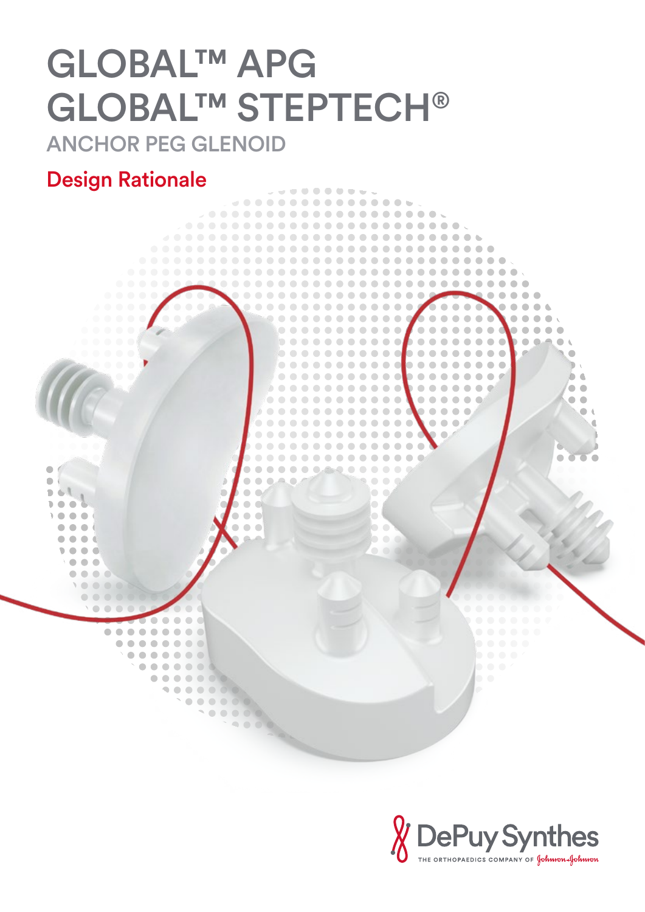# GLOBAL™ APG
# GLOBAL™ STEPTECH®

## ANCHOR PEG GLENOID

## Design Rationale

DePuy Synthes
THE ORTHOPAEDICS COMPANY OF Johnson & Johnson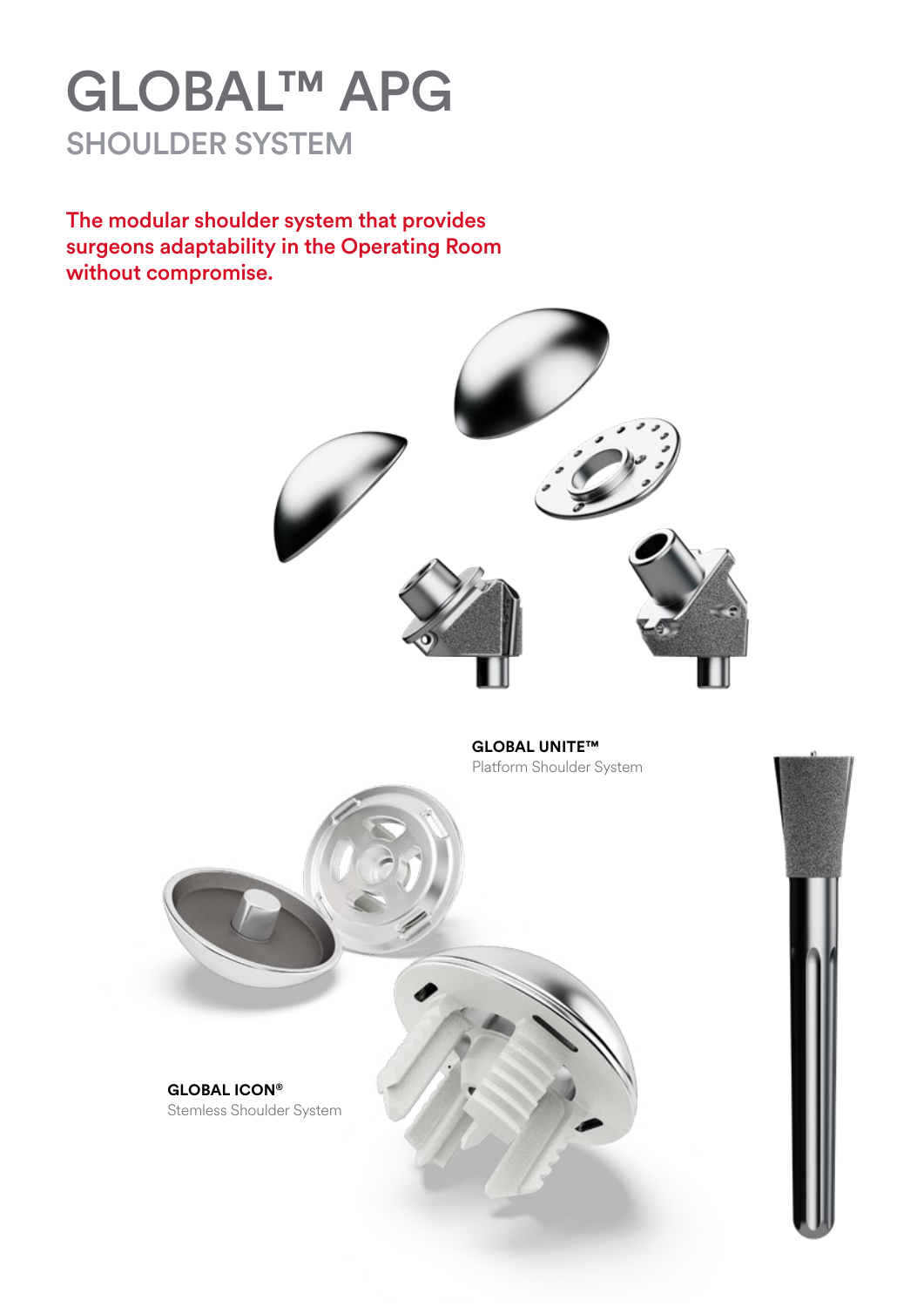# GLOBAL™ APG

## SHOULDER SYSTEM

**The modular shoulder system that provides surgeons adaptability in the Operating Room without compromise.**

**GLOBAL UNITE™**
Platform Shoulder System

**GLOBAL ICON®**
Stemless Shoulder System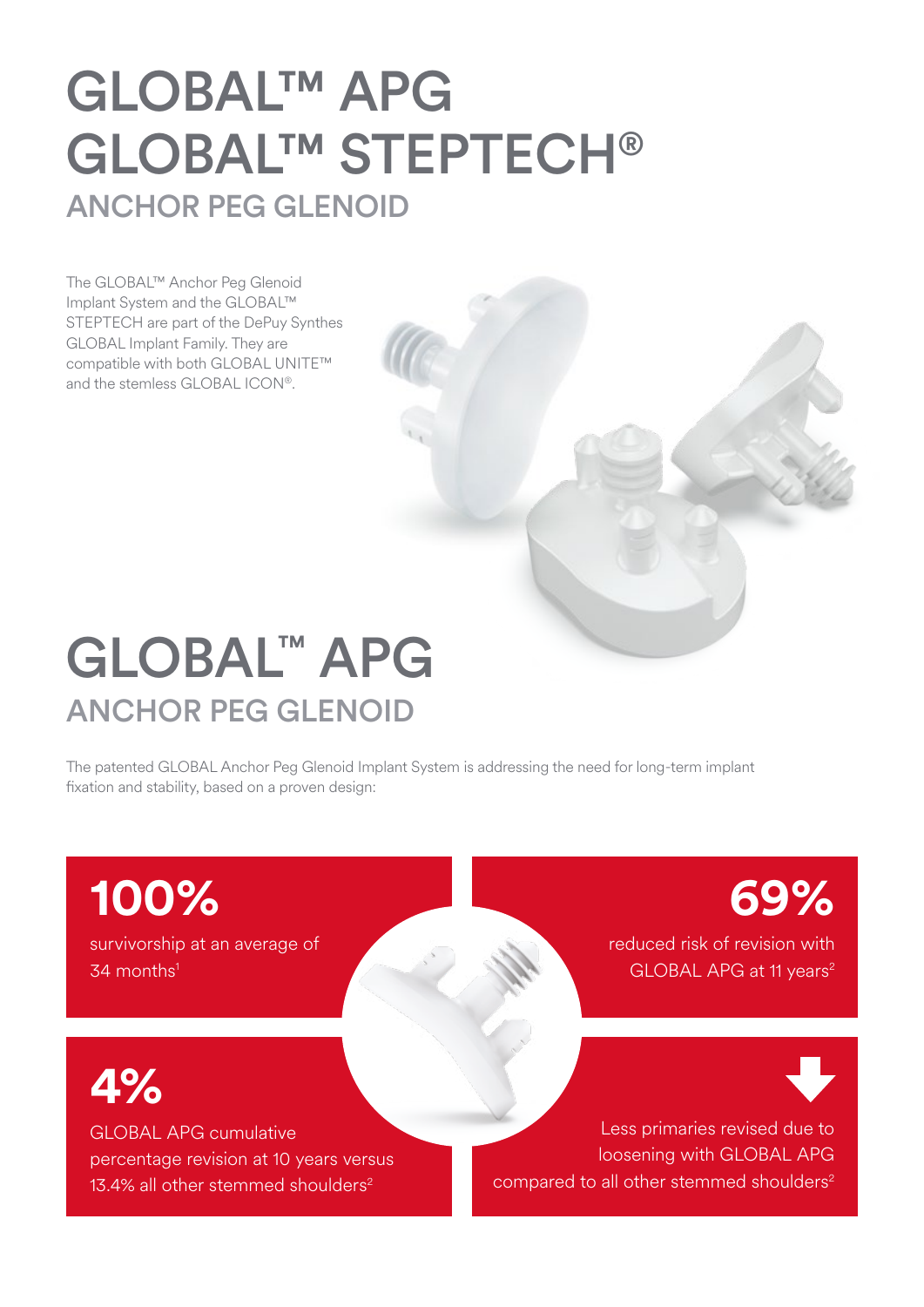# GLOBAL™ APG GLOBAL™ STEPTECH®

## ANCHOR PEG GLENOID

The GLOBAL™ Anchor Peg Glenoid Implant System and the GLOBAL™ STEPTECH are part of the DePuy Synthes GLOBAL Implant Family. They are compatible with both GLOBAL UNITE™ and the stemless GLOBAL ICON®.

# GLOBAL™ APG

## ANCHOR PEG GLENOID

The patented GLOBAL Anchor Peg Glenoid Implant System is addressing the need for long-term implant fixation and stability, based on a proven design:

**100%**

survivorship at an average of 34 months[1]

**69%**

reduced risk of revision with GLOBAL APG at 11 years[2]

**4%**

GLOBAL APG cumulative percentage revision at 10 years versus 13.4% all other stemmed shoulders[2]

Less primaries revised due to loosening with GLOBAL APG compared to all other stemmed shoulders[2]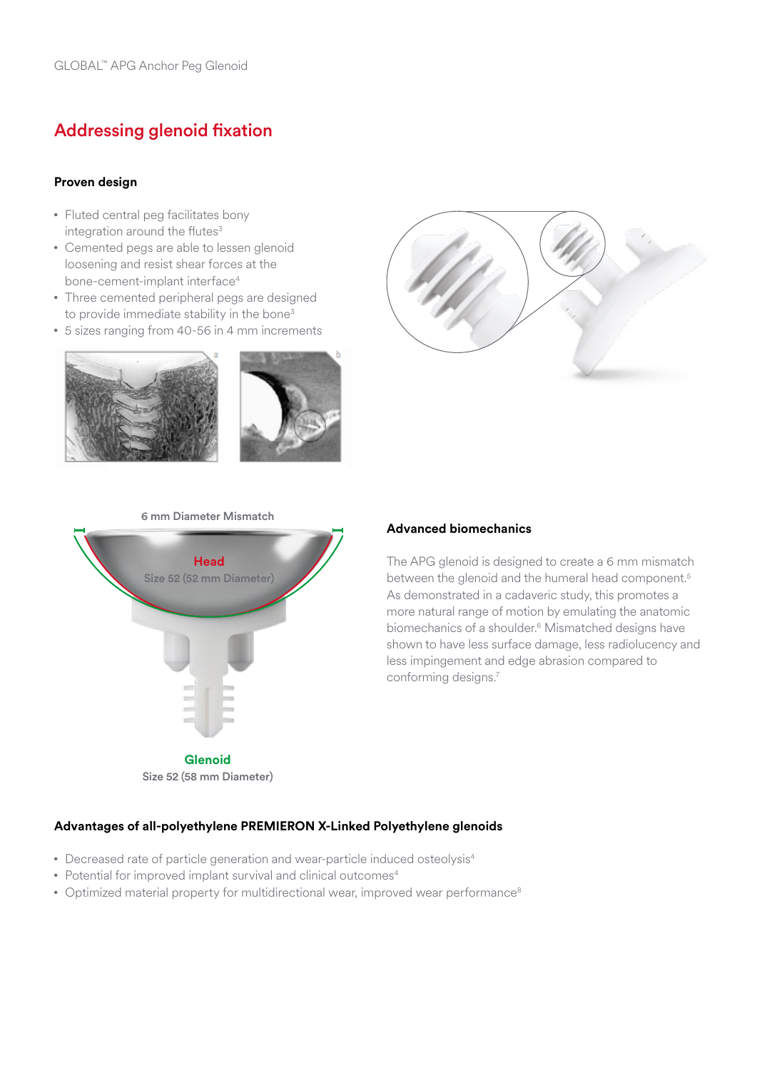## Addressing glenoid fixation

### Proven design

- Fluted central peg facilitates bony integration around the flutes[3]
- Cemented pegs are able to lessen glenoid loosening and resist shear forces at the bone-cement-implant interface[4]
- Three cemented peripheral pegs are designed to provide immediate stability in the bone[3]
- 5 sizes ranging from 40-56 in 4 mm increments

6 mm Diameter Mismatch

Head
Size 52 (52 mm Diameter)

Glenoid
Size 52 (58 mm Diameter)

### Advanced biomechanics

The APG glenoid is designed to create a 6 mm mismatch between the glenoid and the humeral head component.[5] As demonstrated in a cadaveric study, this promotes a more natural range of motion by emulating the anatomic biomechanics of a shoulder.[6] Mismatched designs have shown to have less surface damage, less radiolucency and less impingement and edge abrasion compared to conforming designs.[7]

### Advantages of all-polyethylene PREMIERON X-Linked Polyethylene glenoids

- Decreased rate of particle generation and wear-particle induced osteolysis[4]
- Potential for improved implant survival and clinical outcomes[4]
- Optimized material property for multidirectional wear, improved wear performance[8]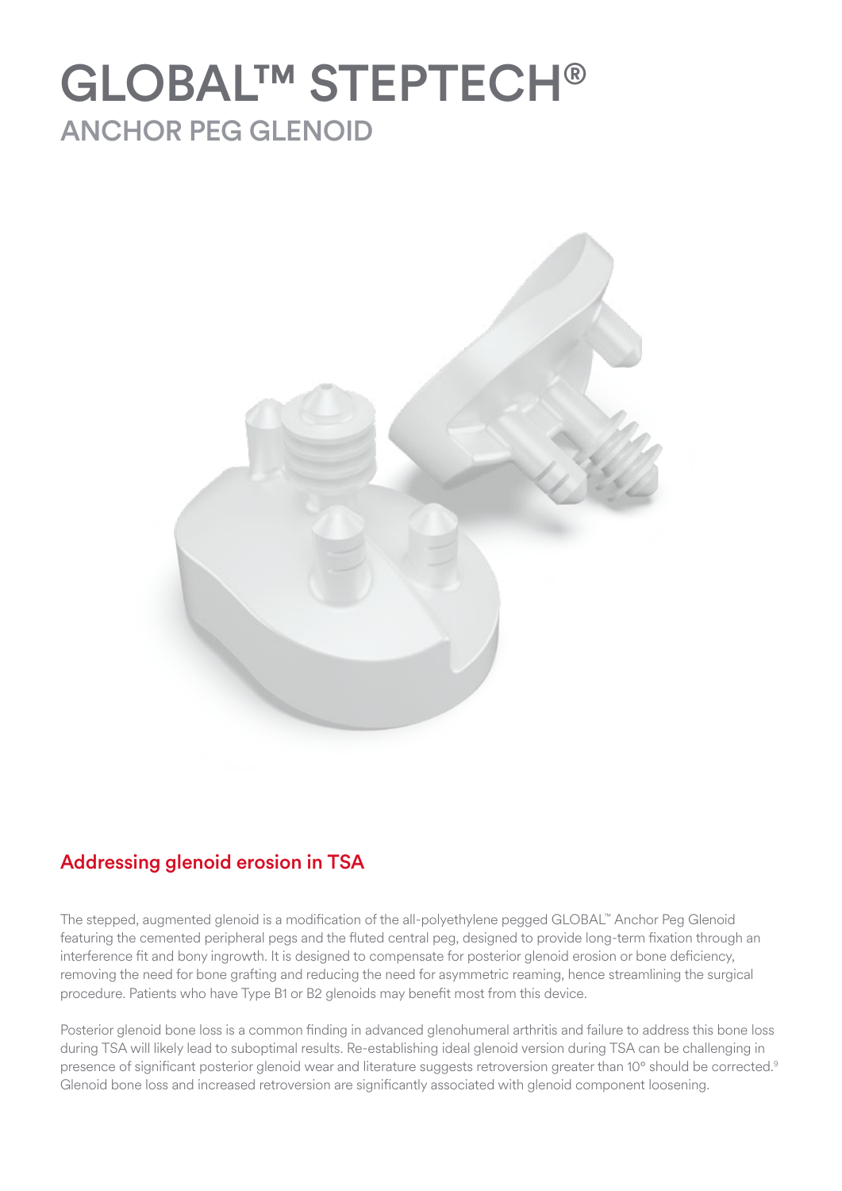# GLOBAL™ STEPTECH®

## ANCHOR PEG GLENOID

### Addressing glenoid erosion in TSA

The stepped, augmented glenoid is a modification of the all-polyethylene pegged GLOBAL™ Anchor Peg Glenoid featuring the cemented peripheral pegs and the fluted central peg, designed to provide long-term fixation through an interference fit and bony ingrowth. It is designed to compensate for posterior glenoid erosion or bone deficiency, removing the need for bone grafting and reducing the need for asymmetric reaming, hence streamlining the surgical procedure. Patients who have Type B1 or B2 glenoids may benefit most from this device.

Posterior glenoid bone loss is a common finding in advanced glenohumeral arthritis and failure to address this bone loss during TSA will likely lead to suboptimal results. Re-establishing ideal glenoid version during TSA can be challenging in presence of significant posterior glenoid wear and literature suggests retroversion greater than 10° should be corrected.[9] Glenoid bone loss and increased retroversion are significantly associated with glenoid component loosening.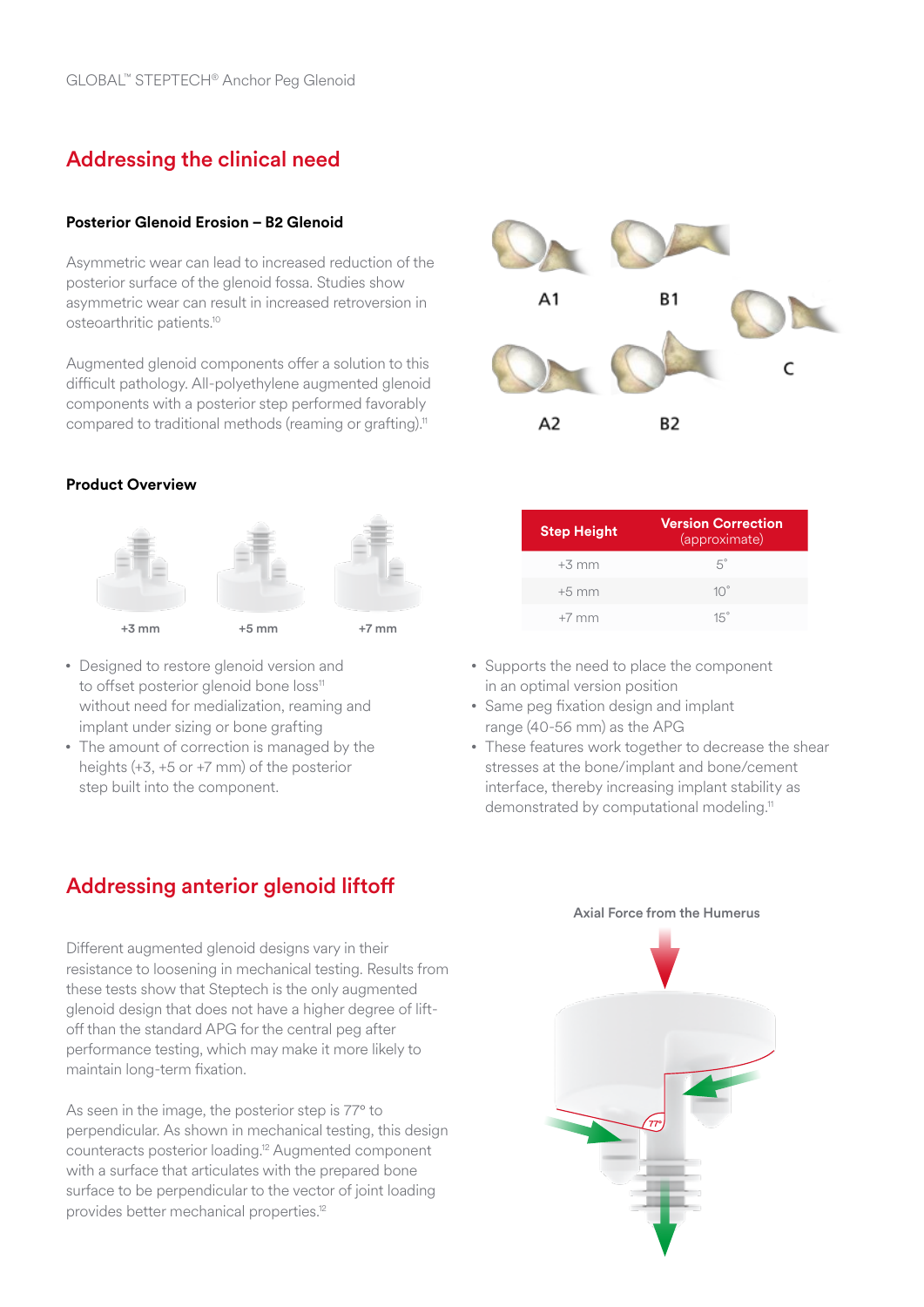## Addressing the clinical need

### Posterior Glenoid Erosion – B2 Glenoid

Asymmetric wear can lead to increased reduction of the posterior surface of the glenoid fossa. Studies show asymmetric wear can result in increased retroversion in osteoarthritic patients.[10]

Augmented glenoid components offer a solution to this difficult pathology. All-polyethylene augmented glenoid components with a posterior step performed favorably compared to traditional methods (reaming or grafting).[11]

A1 B1 C
A2 B2

### Product Overview

+3 mm +5 mm +7 mm

| Step Height | Version Correction (approximate) |
|---|---|
| +3 mm | 5° |
| +5 mm | 10° |
| +7 mm | 15° |

- Designed to restore glenoid version and to offset posterior glenoid bone loss[11] without need for medialization, reaming and implant under sizing or bone grafting
- The amount of correction is managed by the heights (+3, +5 or +7 mm) of the posterior step built into the component.
- Supports the need to place the component in an optimal version position
- Same peg fixation design and implant range (40-56 mm) as the APG
- These features work together to decrease the shear stresses at the bone/implant and bone/cement interface, thereby increasing implant stability as demonstrated by computational modeling.[11]

## Addressing anterior glenoid liftoff

Different augmented glenoid designs vary in their resistance to loosening in mechanical testing. Results from these tests show that Steptech is the only augmented glenoid design that does not have a higher degree of lift-off than the standard APG for the central peg after performance testing, which may make it more likely to maintain long-term fixation.

As seen in the image, the posterior step is 77° to perpendicular. As shown in mechanical testing, this design counteracts posterior loading.[12] Augmented component with a surface that articulates with the prepared bone surface to be perpendicular to the vector of joint loading provides better mechanical properties.[12]

Axial Force from the Humerus

77°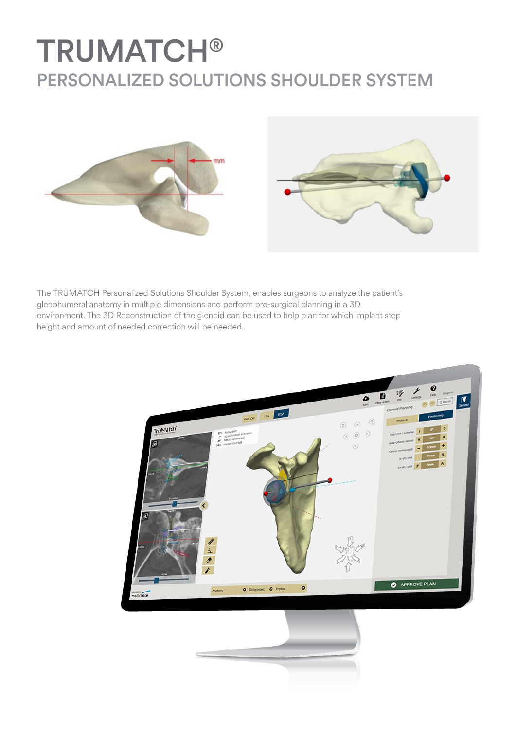# TRUMATCH®

## PERSONALIZED SOLUTIONS SHOULDER SYSTEM

The TRUMATCH Personalized Solutions Shoulder System, enables surgeons to analyze the patient's glenohumeral anatomy in multiple dimensions and perform pre-surgical planning in a 3D environment. The 3D Reconstruction of the glenoid can be used to help plan for which implant step height and amount of needed correction will be needed.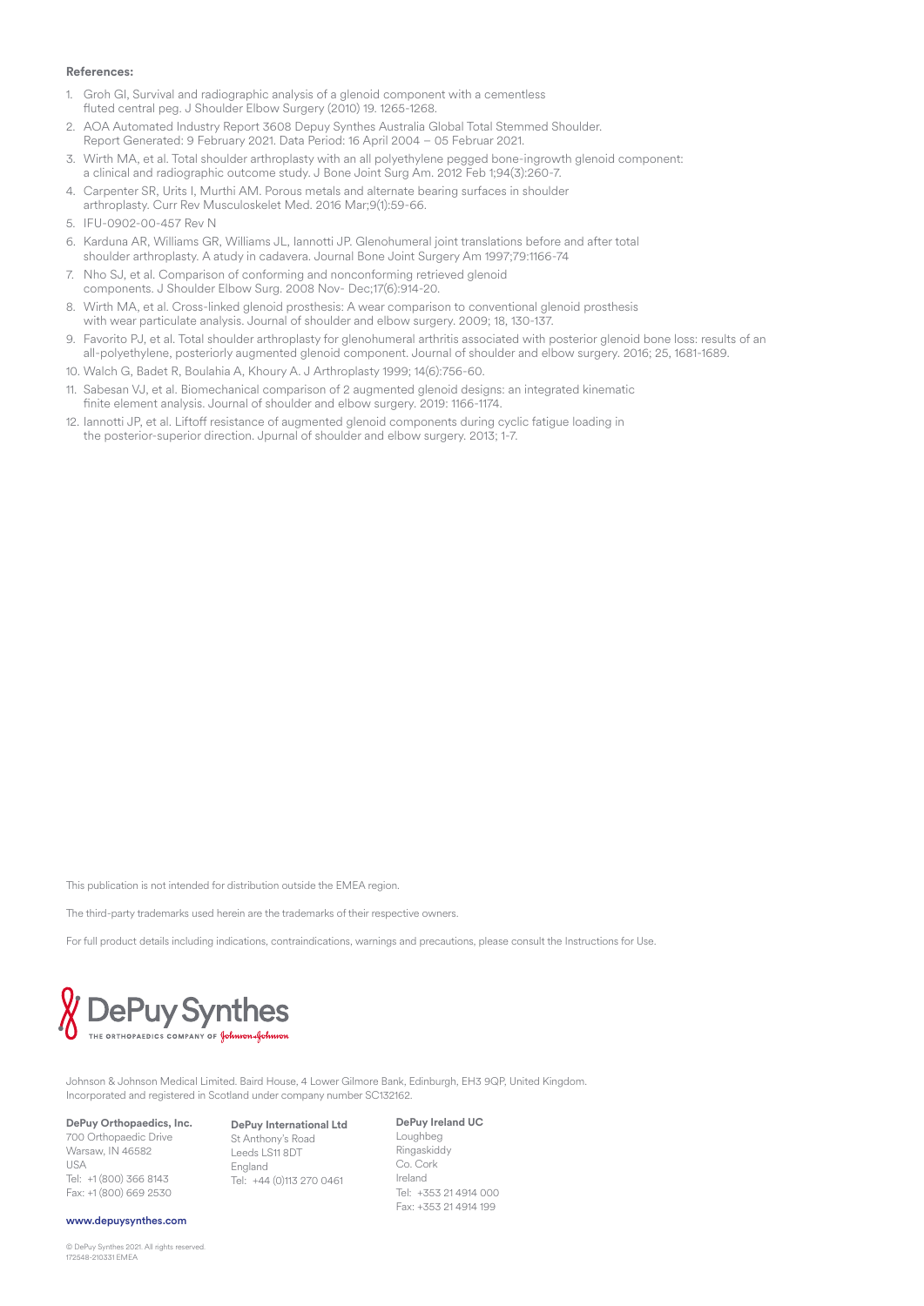**References:**

1. Groh GI, Survival and radiographic analysis of a glenoid component with a cementless fluted central peg. J Shoulder Elbow Surgery (2010) 19. 1265-1268.
2. AOA Automated Industry Report 3608 Depuy Synthes Australia Global Total Stemmed Shoulder. Report Generated: 9 February 2021. Data Period: 16 April 2004 – 05 Februar 2021.
3. Wirth MA, et al. Total shoulder arthroplasty with an all polyethylene pegged bone-ingrowth glenoid component: a clinical and radiographic outcome study. J Bone Joint Surg Am. 2012 Feb 1;94(3):260-7.
4. Carpenter SR, Urits I, Murthi AM. Porous metals and alternate bearing surfaces in shoulder arthroplasty. Curr Rev Musculoskelet Med. 2016 Mar;9(1):59-66.
5. IFU-0902-00-457 Rev N
6. Karduna AR, Williams GR, Williams JL, Iannotti JP. Glenohumeral joint translations before and after total shoulder arthroplasty. A atudy in cadavera. Journal Bone Joint Surgery Am 1997;79:1166-74
7. Nho SJ, et al. Comparison of conforming and nonconforming retrieved glenoid components. J Shoulder Elbow Surg. 2008 Nov- Dec;17(6):914-20.
8. Wirth MA, et al. Cross-linked glenoid prosthesis: A wear comparison to conventional glenoid prosthesis with wear particulate analysis. Journal of shoulder and elbow surgery. 2009; 18, 130-137.
9. Favorito PJ, et al. Total shoulder arthroplasty for glenohumeral arthritis associated with posterior glenoid bone loss: results of an all-polyethylene, posteriorly augmented glenoid component. Journal of shoulder and elbow surgery. 2016; 25, 1681-1689.
10. Walch G, Badet R, Boulahia A, Khoury A. J Arthroplasty 1999; 14(6):756-60.
11. Sabesan VJ, et al. Biomechanical comparison of 2 augmented glenoid designs: an integrated kinematic finite element analysis. Journal of shoulder and elbow surgery. 2019: 1166-1174.
12. Iannotti JP, et al. Liftoff resistance of augmented glenoid components during cyclic fatigue loading in the posterior-superior direction. Jpurnal of shoulder and elbow surgery. 2013; 1-7.

This publication is not intended for distribution outside the EMEA region.

The third-party trademarks used herein are the trademarks of their respective owners.

For full product details including indications, contraindications, warnings and precautions, please consult the Instructions for Use.

DePuy Synthes
THE ORTHOPAEDICS COMPANY OF Johnson & Johnson

Johnson & Johnson Medical Limited. Baird House, 4 Lower Gilmore Bank, Edinburgh, EH3 9QP, United Kingdom.
Incorporated and registered in Scotland under company number SC132162.

**DePuy Orthopaedics, Inc.**
700 Orthopaedic Drive
Warsaw, IN 46582
USA
Tel: +1 (800) 366 8143
Fax: +1 (800) 669 2530

**DePuy International Ltd**
St Anthony's Road
Leeds LS11 8DT
England
Tel: +44 (0)113 270 0461

**DePuy Ireland UC**
Loughbeg
Ringaskiddy
Co. Cork
Ireland
Tel: +353 21 4914 000
Fax: +353 21 4914 199

**www.depuysynthes.com**

© DePuy Synthes 2021. All rights reserved.
172548-210331 EMEA